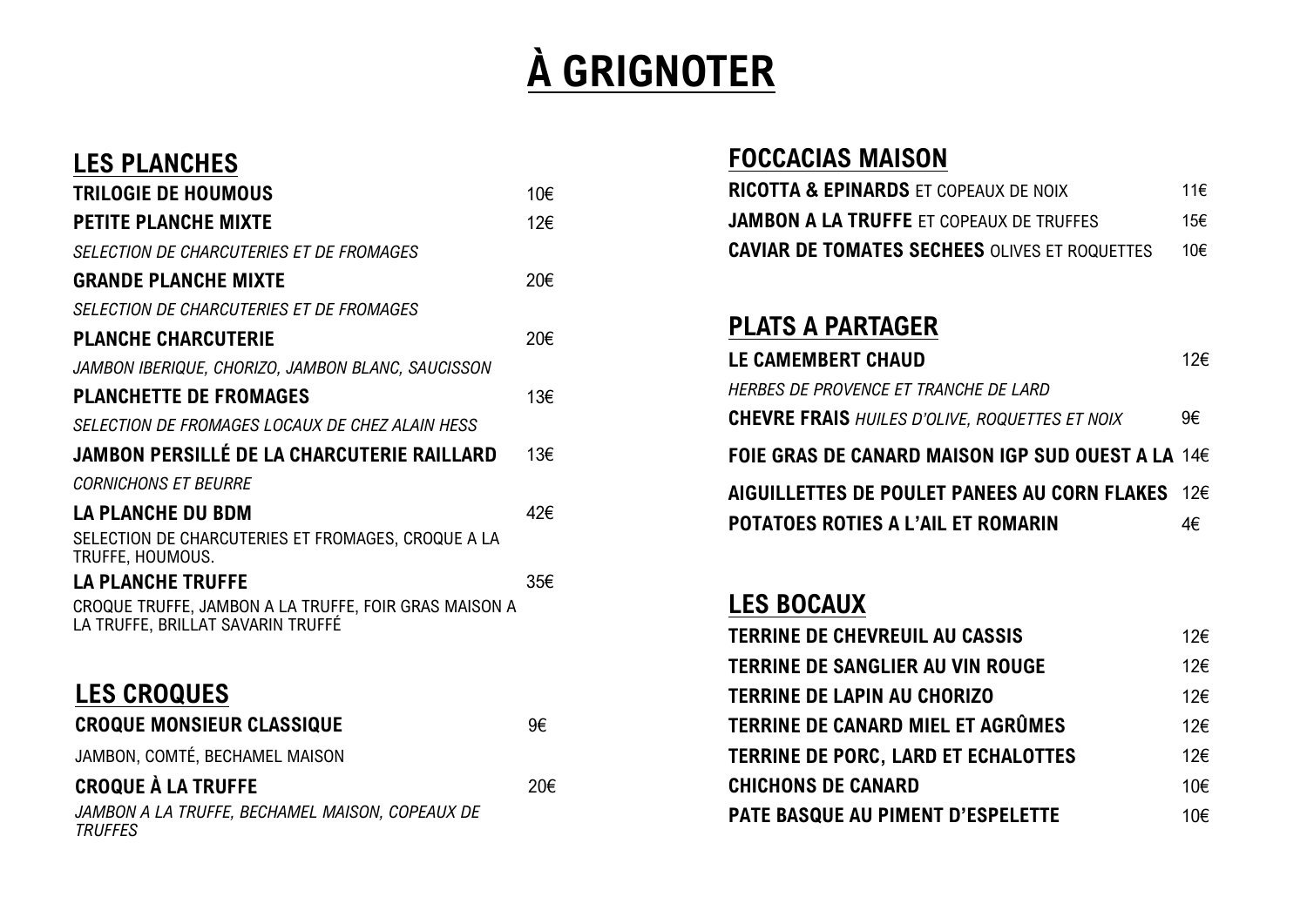# À GRIGNOTER

## LES PLANCHES

**TRILOGIE DE HOUMOUS** 10€

**PETITE PLANCHE MIXTE** 12€

*SELECTION DE CHARCUTERIES ET DE FROMAGES*

**GRANDE PLANCHE MIXTE** 20€

*SELECTION DE CHARCUTERIES ET DE FROMAGES*

**PLANCHE CHARCUTERIE** 20€

*JAMBON IBERIQUE, CHORIZO, JAMBON BLANC, SAUCISSON*

**PLANCHETTE DE FROMAGES** 13€

*SELECTION DE FROMAGES LOCAUX DE CHEZ ALAIN HESS*

**JAMBON PERSILLÉ DE LA CHARCUTERIE RAILLARD** 13€

*CORNICHONS ET BEURRE*

**LA PLANCHE DU BDM** 42€

SELECTION DE CHARCUTERIES ET FROMAGES, CROQUE A LA TRUFFE, HOUMOUS.

**LA PLANCHE TRUFFE** 35€

CROQUE TRUFFE, JAMBON A LA TRUFFE, FOIR GRAS MAISON A LA TRUFFE, BRILLAT SAVARIN TRUFFÉ

## LES CROQUES

**CROQUE MONSIEUR CLASSIQUE** 9€

JAMBON, COMTÉ, BECHAMEL MAISON

**CROQUE À LA TRUFFE** 20€

*JAMBON A LA TRUFFE, BECHAMEL MAISON, COPEAUX DE TRUFFES*

## FOCCACIAS MAISON

**RICOTTA & EPINARDS** ET COPEAUX DE NOIX 11€

**JAMBON A LA TRUFFE** ET COPEAUX DE TRUFFES 15€

**CAVIAR DE TOMATES SECHEES** OLIVES ET ROQUETTES 10€

## PLATS A PARTAGER

**LE CAMEMBERT CHAUD** 12€

*HERBES DE PROVENCE ET TRANCHE DE LARD*

**CHEVRE FRAIS** *HUILES D'OLIVE, ROQUETTES ET NOIX* 9€

**FOIE GRAS DE CANARD MAISON IGP SUD OUEST A LA** 14€

**AIGUILLETTES DE POULET PANEES AU CORN FLAKES** 12€

**POTATOES ROTIES A L'AIL ET ROMARIN** 4€

## LES BOCAUX

**TERRINE DE CHEVREUIL AU CASSIS** 12€

**TERRINE DE SANGLIER AU VIN ROUGE** 12€

**TERRINE DE LAPIN AU CHORIZO** 12€

**TERRINE DE CANARD MIEL ET AGRÛMES** 12€

**TERRINE DE PORC, LARD ET ECHALOTTES** 12€

**CHICHONS DE CANARD** 10€

**PATE BASQUE AU PIMENT D'ESPELETTE** 10€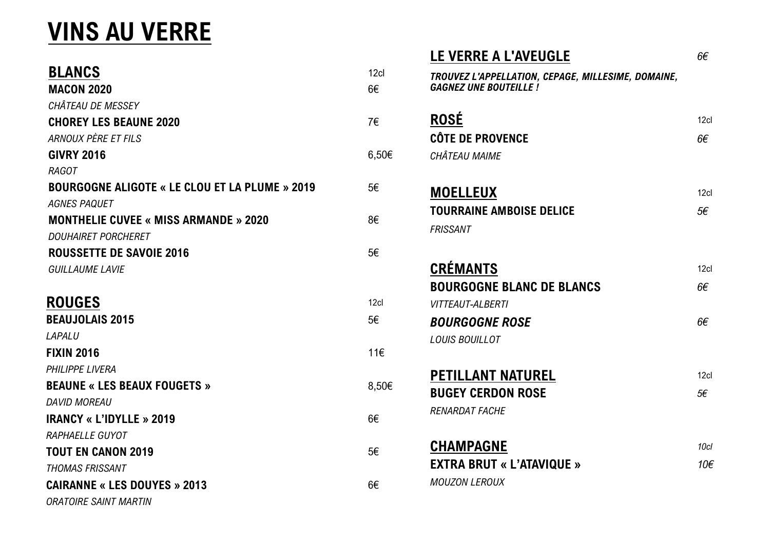# VINS AU VERRE

## BLANCS

12cl

**MACON 2020** — 6€
*CHÂTEAU DE MESSEY*

**CHOREY LES BEAUNE 2020** — 7€
*ARNOUX PÈRE ET FILS*

**GIVRY 2016** — 6,50€
*RAGOT*

**BOURGOGNE ALIGOTE « LE CLOU ET LA PLUME » 2019** — 5€
*AGNES PAQUET*

**MONTHELIE CUVEE « MISS ARMANDE » 2020** — 8€
*DOUHAIRET PORCHERET*

**ROUSSETTE DE SAVOIE 2016** — 5€
*GUILLAUME LAVIE*

## ROUGES

12cl

**BEAUJOLAIS 2015** — 5€
*LAPALU*

**FIXIN 2016** — 11€
*PHILIPPE LIVERA*

**BEAUNE « LES BEAUX FOUGETS »** — 8,50€
*DAVID MOREAU*

**IRANCY « L'IDYLLE » 2019** — 6€
*RAPHAELLE GUYOT*

**TOUT EN CANON 2019** — 5€
*THOMAS FRISSANT*

**CAIRANNE « LES DOUYES » 2013** — 6€
*ORATOIRE SAINT MARTIN*

## LE VERRE A L'AVEUGLE

*6€*

***TROUVEZ L'APPELLATION, CEPAGE, MILLESIME, DOMAINE, GAGNEZ UNE BOUTEILLE !***

## ROSÉ

12cl

**CÔTE DE PROVENCE** — *6€*
*CHÂTEAU MAIME*

## MOELLEUX

12cl

**TOURRAINE AMBOISE DELICE** — *5€*
*FRISSANT*

## CRÉMANTS

12cl

**BOURGOGNE BLANC DE BLANCS** — *6€*
*VITTEAUT-ALBERTI*

***BOURGOGNE ROSE*** — *6€*
*LOUIS BOUILLOT*

## PETILLANT NATUREL

12cl

**BUGEY CERDON ROSE** — *5€*
*RENARDAT FACHE*

## CHAMPAGNE

*10cl*

**EXTRA BRUT « L'ATAVIQUE »** — *10€*
*MOUZON LEROUX*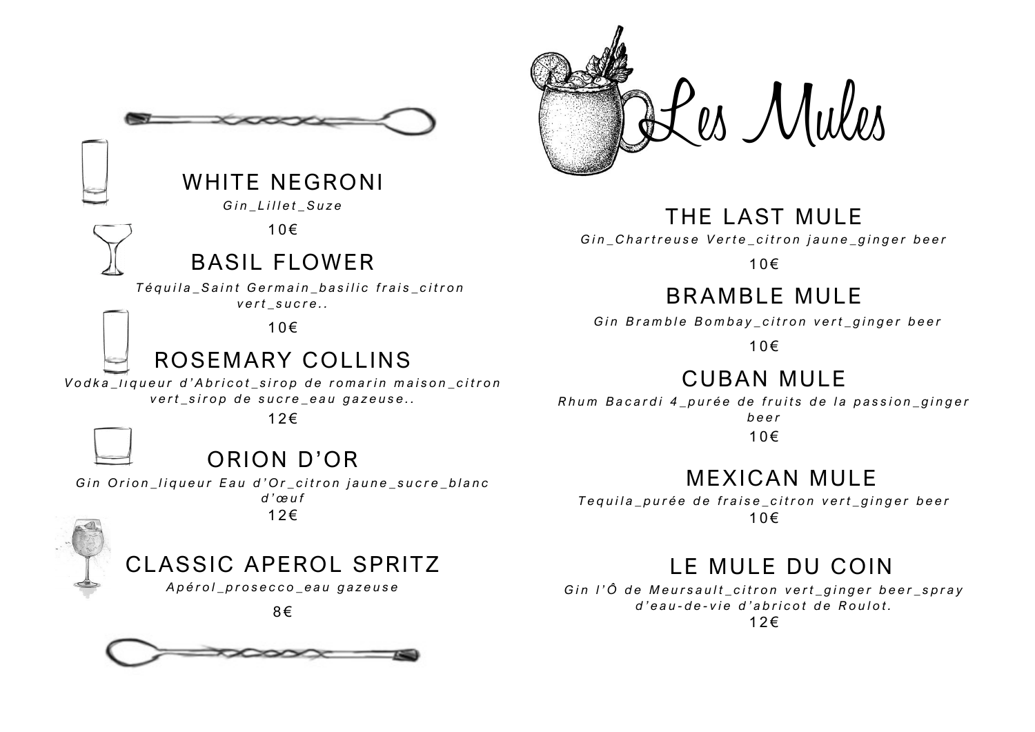## WHITE NEGRONI

*Gin_Lillet_Suze*

10€

## BASIL FLOWER

*Téquila_Saint Germain_basilic frais_citron vert_sucre..*

10€

## ROSEMARY COLLINS

*Vodka_liqueur d'Abricot_sirop de romarin maison_citron vert_sirop de sucre_eau gazeuse..*

12€

## ORION D'OR

*Gin Orion_liqueur Eau d'Or_citron jaune_sucre_blanc d'œuf*

12€

## CLASSIC APEROL SPRITZ

*Apérol_prosecco_eau gazeuse*

8€

# Les Mules

## THE LAST MULE

*Gin_Chartreuse Verte_citron jaune_ginger beer*

10€

## BRAMBLE MULE

*Gin Bramble Bombay_citron vert_ginger beer*

10€

## CUBAN MULE

*Rhum Bacardi 4_purée de fruits de la passion_ginger beer*

10€

## MEXICAN MULE

*Tequila_purée de fraise_citron vert_ginger beer*

10€

## LE MULE DU COIN

*Gin l'Ô de Meursault_citron vert_ginger beer_spray d'eau-de-vie d'abricot de Roulot.*

12€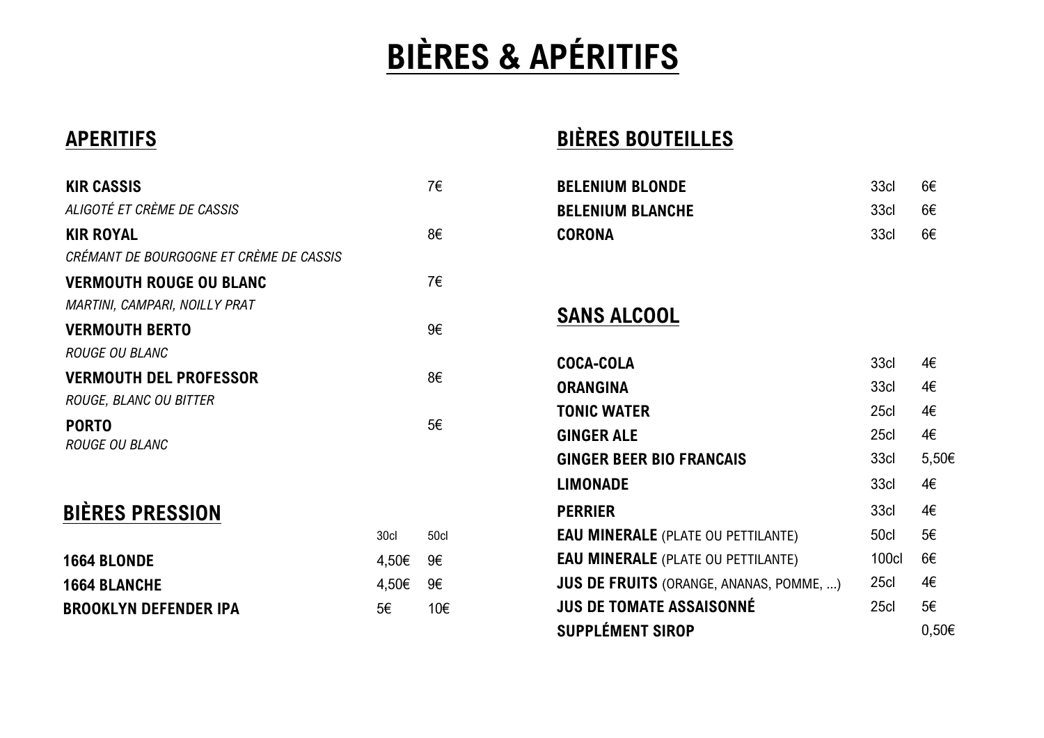# BIÈRES & APÉRITIFS

## APERITIFS

| | |
|---|---|
| **KIR CASSIS** | 7€ |
| *ALIGOTÉ ET CRÈME DE CASSIS* | |
| **KIR ROYAL** | 8€ |
| *CRÉMANT DE BOURGOGNE ET CRÈME DE CASSIS* | |
| **VERMOUTH ROUGE OU BLANC** | 7€ |
| *MARTINI, CAMPARI, NOILLY PRAT* | |
| **VERMOUTH BERTO** | 9€ |
| *ROUGE OU BLANC* | |
| **VERMOUTH DEL PROFESSOR** | 8€ |
| *ROUGE, BLANC OU BITTER* | |
| **PORTO** | 5€ |
| *ROUGE OU BLANC* | |

## BIÈRES PRESSION

| | 30cl | 50cl |
|---|---|---|
| **1664 BLONDE** | 4,50€ | 9€ |
| **1664 BLANCHE** | 4,50€ | 9€ |
| **BROOKLYN DEFENDER IPA** | 5€ | 10€ |

## BIÈRES BOUTEILLES

| | | |
|---|---|---|
| **BELENIUM BLONDE** | 33cl | 6€ |
| **BELENIUM BLANCHE** | 33cl | 6€ |
| **CORONA** | 33cl | 6€ |

## SANS ALCOOL

| | | |
|---|---|---|
| **COCA-COLA** | 33cl | 4€ |
| **ORANGINA** | 33cl | 4€ |
| **TONIC WATER** | 25cl | 4€ |
| **GINGER ALE** | 25cl | 4€ |
| **GINGER BEER BIO FRANCAIS** | 33cl | 5,50€ |
| **LIMONADE** | 33cl | 4€ |
| **PERRIER** | 33cl | 4€ |
| **EAU MINERALE** (PLATE OU PETTILANTE) | 50cl | 5€ |
| **EAU MINERALE** (PLATE OU PETTILANTE) | 100cl | 6€ |
| **JUS DE FRUITS** (ORANGE, ANANAS, POMME, ...) | 25cl | 4€ |
| **JUS DE TOMATE ASSAISONNÉ** | 25cl | 5€ |
| **SUPPLÉMENT SIROP** | | 0,50€ |